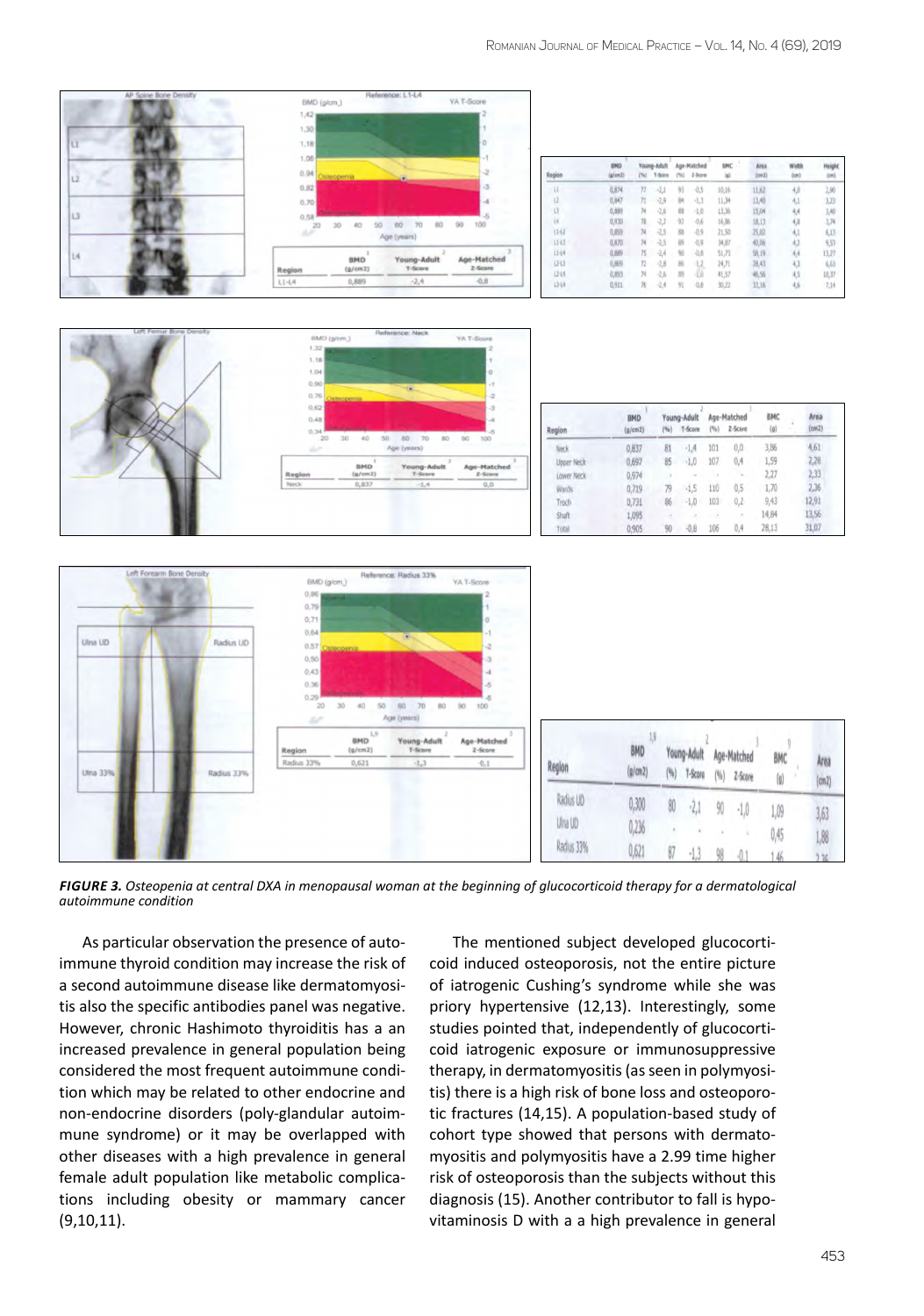| Region | BMD (g/cm2) | Young-Adult (%) | T-Score | Age-Matched (%) | Z-Score | BMC (g) | Area (cm2) | Width (cm) | Height (cm) |
|---|---|---|---|---|---|---|---|---|---|
| L1 | 0,874 | 77 | -2,1 | 93 | -0,5 | 10,16 | 11,62 | 4,0 | 2,90 |
| L2 | 0,847 | 71 | -2,9 | 84 | -1,3 | 11,34 | 13,40 | 4,1 | 3,23 |
| L3 | 0,889 | 74 | -2,6 | 88 | -1,0 | 13,36 | 15,04 | 4,4 | 3,40 |
| L4 | 0,930 | 78 | -2,2 | 92 | -0,6 | 16,86 | 18,13 | 4,8 | 3,74 |
| L1-L2 | 0,859 | 74 | -2,5 | 89 | -0,9 | 21,50 | 25,02 | 4,1 | 6,13 |
| L1-L3 | 0,870 | 74 | -2,5 | 89 | -0,9 | 34,87 | 40,06 | 4,2 | 9,53 |
| L1-L4 | 0,889 | 75 | -2,4 | 90 | -0,8 | 51,73 | 58,19 | 4,4 | 13,27 |
| L2-L3 | 0,869 | 72 | -2,8 | 86 | -1,2 | 24,71 | 28,43 | 4,3 | 6,63 |
| L2-L4 | 0,893 | 74 | -2,6 | 89 | -1,0 | 41,57 | 46,56 | 4,5 | 10,37 |
| L3-L4 | 0,911 | 76 | -2,4 | 91 | -0,8 | 30,22 | 33,16 | 4,6 | 7,14 |

| Region | BMD (g/cm2) | Young-Adult (%) | T-Score | Age-Matched (%) | Z-Score | BMC (g) | Area (cm2) |
|---|---|---|---|---|---|---|---|
| Neck | 0,837 | 81 | -1,4 | 101 | 0,0 | 3,86 | 4,61 |
| Upper Neck | 0,697 | 85 | -1,0 | 107 | 0,4 | 1,59 | 2,28 |
| Lower Neck | 0,974 | - | - | - | - | 2,27 | 2,33 |
| Wards | 0,719 | 79 | -1,5 | 110 | 0,5 | 1,70 | 2,36 |
| Troch | 0,731 | 86 | -1,0 | 103 | 0,2 | 9,43 | 12,91 |
| Shaft | 1,095 | - | - | - | - | 14,84 | 13,56 |
| Total | 0,905 | 90 | -0,8 | 106 | 0,4 | 28,13 | 31,07 |

| Region | BMD (g/cm2) | Young-Adult (%) | T-Score | Age-Matched (%) | Z-Score | BMC (g) | Area (cm2) |
|---|---|---|---|---|---|---|---|
| Radius UD | 0,300 | 80 | -2,1 | 90 | -1,0 | 1,09 | 3,63 |
| Ulna UD | 0,236 | - | - | - | - | 0,45 | 1,88 |
| Radius 33% | 0,621 | 87 | -1,3 | 98 | -0,1 | 1,46 | 2,36 |

***FIGURE 3.*** *Osteopenia at central DXA in menopausal woman at the beginning of glucocorticoid therapy for a dermatological autoimmune condition*

As particular observation the presence of autoimmune thyroid condition may increase the risk of a second autoimmune disease like dermatomyositis also the specific antibodies panel was negative. However, chronic Hashimoto thyroiditis has a an increased prevalence in general population being considered the most frequent autoimmune condition which may be related to other endocrine and non-endocrine disorders (poly-glandular autoimmune syndrome) or it may be overlapped with other diseases with a high prevalence in general female adult population like metabolic complications including obesity or mammary cancer (9,10,11).

The mentioned subject developed glucocorticoid induced osteoporosis, not the entire picture of iatrogenic Cushing's syndrome while she was priory hypertensive (12,13). Interestingly, some studies pointed that, independently of glucocorticoid iatrogenic exposure or immunosuppressive therapy, in dermatomyositis (as seen in polymyositis) there is a high risk of bone loss and osteoporotic fractures (14,15). A population-based study of cohort type showed that persons with dermatomyositis and polymyositis have a 2.99 time higher risk of osteoporosis than the subjects without this diagnosis (15). Another contributor to fall is hypovitaminosis D with a a high prevalence in general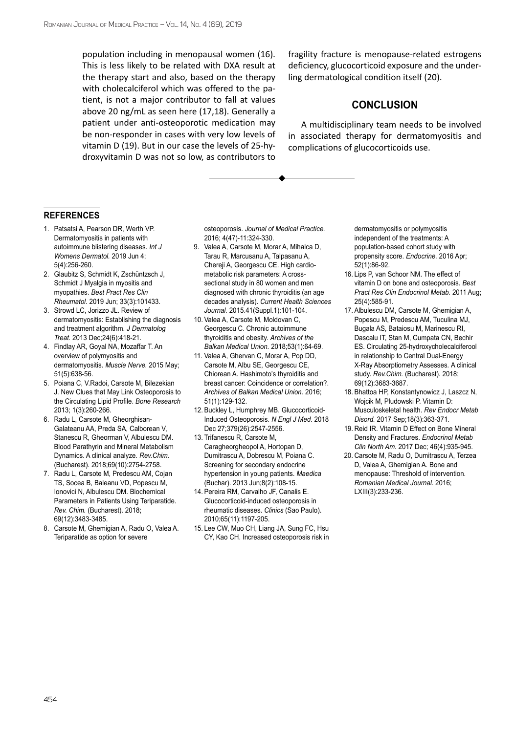population including in menopausal women (16). This is less likely to be related with DXA result at the therapy start and also, based on the therapy with cholecalciferol which was offered to the patient, is not a major contributor to fall at values above 20 ng/mL as seen here (17,18). Generally a patient under anti-osteoporotic medication may be non-responder in cases with very low levels of vitamin D (19). But in our case the levels of 25-hydroxyvitamin D was not so low, as contributors to fragility fracture is menopause-related estrogens deficiency, glucocorticoid exposure and the underling dermatological condition itself (20).

## CONCLUSION

A multidisciplinary team needs to be involved in associated therapy for dermatomyositis and complications of glucocorticoids use.

## REFERENCES

1. Patsatsi A, Pearson DR, Werth VP. Dermatomyositis in patients with autoimmune blistering diseases. *Int J Womens Dermatol.* 2019 Jun 4; 5(4):256-260.
2. Glaubitz S, Schmidt K, Zschüntzsch J, Schmidt J Myalgia in myositis and myopathies. *Best Pract Res Clin Rheumatol.* 2019 Jun; 33(3):101433.
3. Strowd LC, Jorizzo JL. Review of dermatomyositis: Establishing the diagnosis and treatment algorithm. *J Dermatolog Treat.* 2013 Dec;24(6):418-21.
4. Findlay AR, Goyal NA, Mozaffar T. An overview of polymyositis and dermatomyositis. *Muscle Nerve.* 2015 May; 51(5):638-56.
5. Poiana C, V.Radoi, Carsote M, Bilezekian J. New Clues that May Link Osteoporosis to the Circulating Lipid Profile. *Bone Research* 2013; 1(3):260-266.
6. Radu L, Carsote M, Gheorghisan-Galateanu AA, Preda SA, Calborean V, Stanescu R, Gheorman V, Albulescu DM. Blood Parathyrin and Mineral Metabolism Dynamics. A clinical analyze. *Rev.Chim.* (Bucharest). 2018;69(10):2754-2758.
7. Radu L, Carsote M, Predescu AM, Cojan TS, Socea B, Baleanu VD, Popescu M, Ionovici N, Albulescu DM. Biochemical Parameters in Patients Using Teriparatide. *Rev. Chim.* (Bucharest). 2018; 69(12):3483-3485.
8. Carsote M, Ghemigian A, Radu O, Valea A. Teriparatide as option for severe osteoporosis. *Journal of Medical Practice.* 2016; 4(47)-11:324-330.
9. Valea A, Carsote M, Morar A, Mihalca D, Tarau R, Marcusanu A, Talpasanu A, Chereji A, Georgescu CE. High cardio-metabolic risk parameters: A cross-sectional study in 80 women and men diagnosed with chronic thyroiditis (an age decades analysis). *Current Health Sciences Journal.* 2015.41(Suppl.1):101-104.
10. Valea A, Carsote M, Moldovan C, Georgescu C. Chronic autoimmune thyroiditis and obesity. *Archives of the Balkan Medical Union.* 2018;53(1):64-69.
11. Valea A, Ghervan C, Morar A, Pop DD, Carsote M, Albu SE, Georgescu CE, Chiorean A. Hashimoto's thyroiditis and breast cancer: Coincidence or correlation?. *Archives of Balkan Medical Union.* 2016; 51(1):129-132.
12. Buckley L, Humphrey MB. Glucocorticoid-Induced Osteoporosis. *N Engl J Med.* 2018 Dec 27;379(26):2547-2556.
13. Trifanescu R, Carsote M, Caragheorgheopol A, Hortopan D, Dumitrascu A, Dobrescu M, Poiana C. Screening for secondary endocrine hypertension in young patients. *Maedica* (Buchar). 2013 Jun;8(2):108-15.
14. Pereira RM, Carvalho JF, Canalis E. Glucocorticoid-induced osteoporosis in rheumatic diseases. *Clinics* (Sao Paulo). 2010;65(11):1197-205.
15. Lee CW, Muo CH, Liang JA, Sung FC, Hsu CY, Kao CH. Increased osteoporosis risk in dermatomyositis or polymyositis independent of the treatments: A population-based cohort study with propensity score. *Endocrine.* 2016 Apr; 52(1):86-92.
16. Lips P, van Schoor NM. The effect of vitamin D on bone and osteoporosis. *Best Pract Res Clin Endocrinol Metab.* 2011 Aug; 25(4):585-91.
17. Albulescu DM, Carsote M, Ghemigian A, Popescu M, Predescu AM, Tuculina MJ, Bugala AS, Bataiosu M, Marinescu RI, Dascalu IT, Stan M, Cumpata CN, Bechir ES. Circulating 25-hydroxycholecalciferool in relationship to Central Dual-Energy X-Ray Absorptiometry Assesses. A clinical study. *Rev.Chim.* (Bucharest). 2018; 69(12):3683-3687.
18. Bhattoa HP, Konstantynowicz J, Laszcz N, Wojcik M, Pludowski P. Vitamin D: Musculoskeletal health. *Rev Endocr Metab Disord.* 2017 Sep;18(3):363-371.
19. Reid IR. Vitamin D Effect on Bone Mineral Density and Fractures. *Endocrinol Metab Clin North Am.* 2017 Dec; 46(4):935-945.
20. Carsote M, Radu O, Dumitrascu A, Terzea D, Valea A, Ghemigian A. Bone and menopause: Threshold of intervention. *Romanian Medical Journal.* 2016; LXIII(3):233-236.